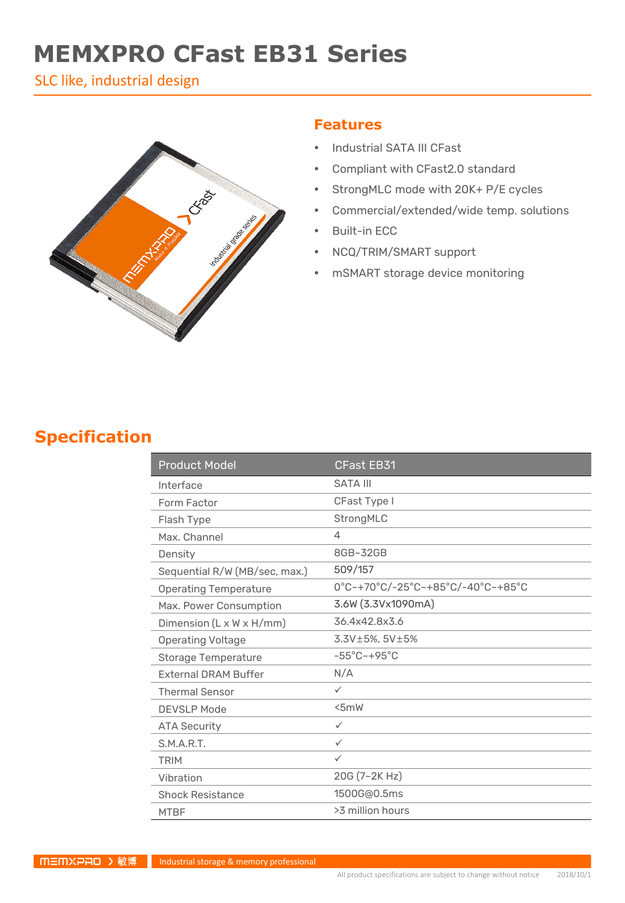# MEMXPRO CFast EB31 Series

SLC like, industrial design

## Features

- Industrial SATA III CFast
- Compliant with CFast2.0 standard
- StrongMLC mode with 20K+ P/E cycles
- Commercial/extended/wide temp. solutions
- Built-in ECC
- NCQ/TRIM/SMART support
- mSMART storage device monitoring

## Specification

| Product Model | CFast EB31 |
|---|---|
| Interface | SATA III |
| Form Factor | CFast Type I |
| Flash Type | StrongMLC |
| Max. Channel | 4 |
| Density | 8GB~32GB |
| Sequential R/W (MB/sec, max.) | 509/157 |
| Operating Temperature | 0°C~+70°C/-25°C~+85°C/-40°C~+85°C |
| Max. Power Consumption | 3.6W (3.3Vx1090mA) |
| Dimension (L x W x H/mm) | 36.4x42.8x3.6 |
| Operating Voltage | 3.3V±5%, 5V±5% |
| Storage Temperature | -55°C~+95°C |
| External DRAM Buffer | N/A |
| Thermal Sensor | ✓ |
| DEVSLP Mode | <5mW |
| ATA Security | ✓ |
| S.M.A.R.T. | ✓ |
| TRIM | ✓ |
| Vibration | 20G (7~2K Hz) |
| Shock Resistance | 1500G@0.5ms |
| MTBF | >3 million hours |

MEMXPRO 敏博 Industrial storage & memory professional

All product specifications are subject to change without notice 2018/10/1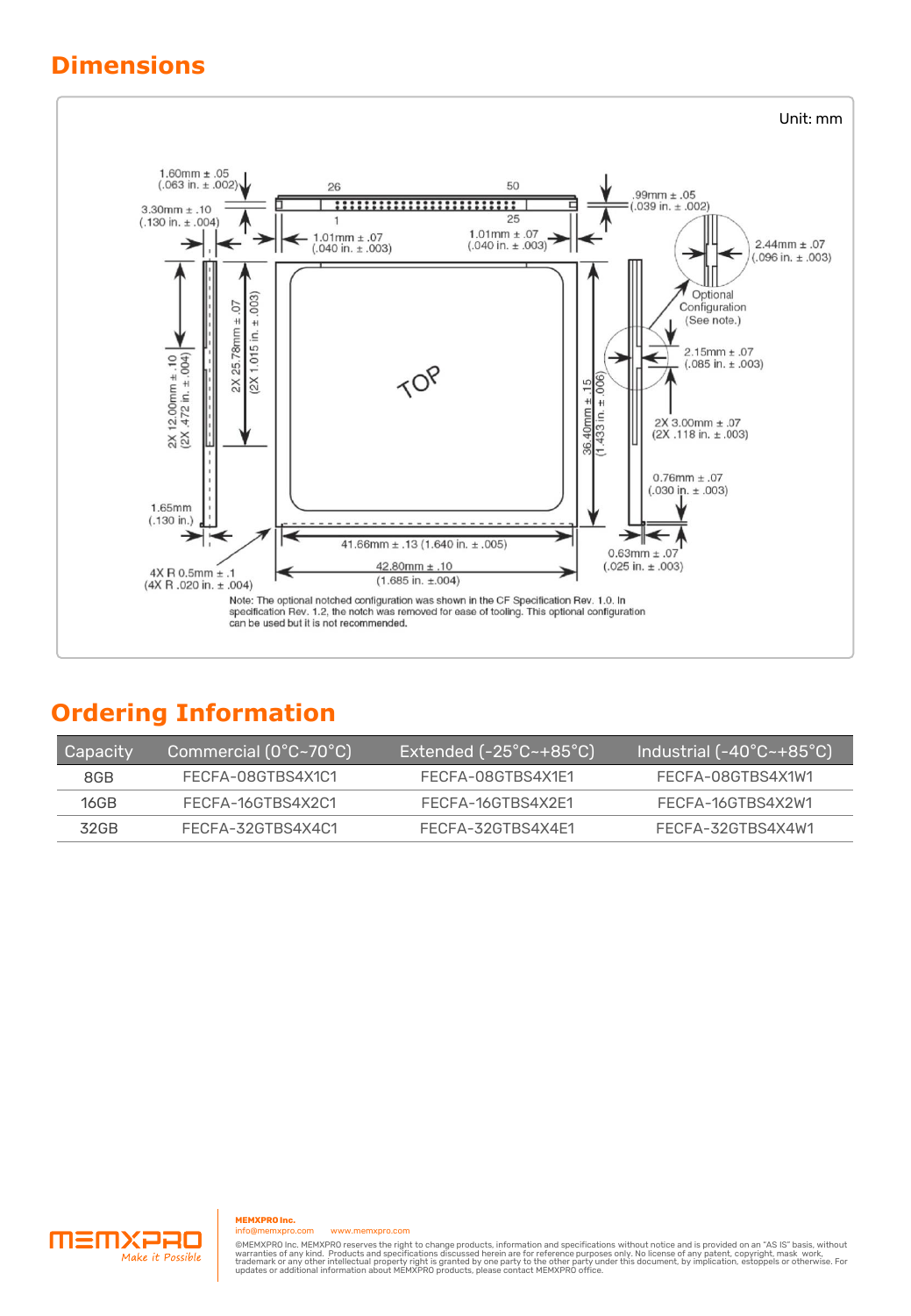## Dimensions

Unit: mm

1.60mm ± .05
(.063 in. ± .002)

3.30mm ± .10
(.130 in. ± .004)

26
50
1
25

.99mm ± .05
(.039 in. ± .002)

1.01mm ± .07
(.040 in. ± .003)

1.01mm ± .07
(.040 in. ± .003)

2.44mm ± .07
(.096 in. ± .003)

Optional
Configuration
(See note.)

2X 12.00mm ± .10
(2X .472 in. ± .004)

2X 25.78mm ± .07
(2X 1.015 in. ± .003)

TOP

36.40mm ± .15
(1.433 in. ± .006)

2.15mm ± .07
(.085 in. ± .003)

2X 3.00mm ± .07
(2X .118 in. ± .003)

0.76mm ± .07
(.030 in. ± .003)

1.65mm
(.130 in.)

41.66mm ± .13 (1.640 in. ± .005)

42.80mm ± .10
(1.685 in. ±.004)

0.63mm ± .07
(.025 in. ± .003)

4X R 0.5mm ± .1
(4X R .020 in. ± .004)

Note: The optional notched configuration was shown in the CF Specification Rev. 1.0. In specification Rev. 1.2, the notch was removed for ease of tooling. This optional configuration can be used but it is not recommended.

## Ordering Information

| Capacity | Commercial (0°C~70°C) | Extended (-25°C~+85°C) | Industrial (-40°C~+85°C) |
|---|---|---|---|
| 8GB | FECFA-08GTBS4X1C1 | FECFA-08GTBS4X1E1 | FECFA-08GTBS4X1W1 |
| 16GB | FECFA-16GTBS4X2C1 | FECFA-16GTBS4X2E1 | FECFA-16GTBS4X2W1 |
| 32GB | FECFA-32GTBS4X4C1 | FECFA-32GTBS4X4E1 | FECFA-32GTBS4X4W1 |

MEMXPRO
Make it Possible

**MEMXPRO Inc.**
info@memxpro.com www.memxpro.com

©MEMXPRO Inc. MEMXPRO reserves the right to change products, information and specifications without notice and is provided on an "AS IS" basis, without warranties of any kind. Products and specifications discussed herein are for reference purposes only. No license of any patent, copyright, mask work, trademark or any other intellectual property right is granted by one party to the other party under this document, by implication, estoppels or otherwise. For updates or additional information about MEMXPRO products, please contact MEMXPRO office.